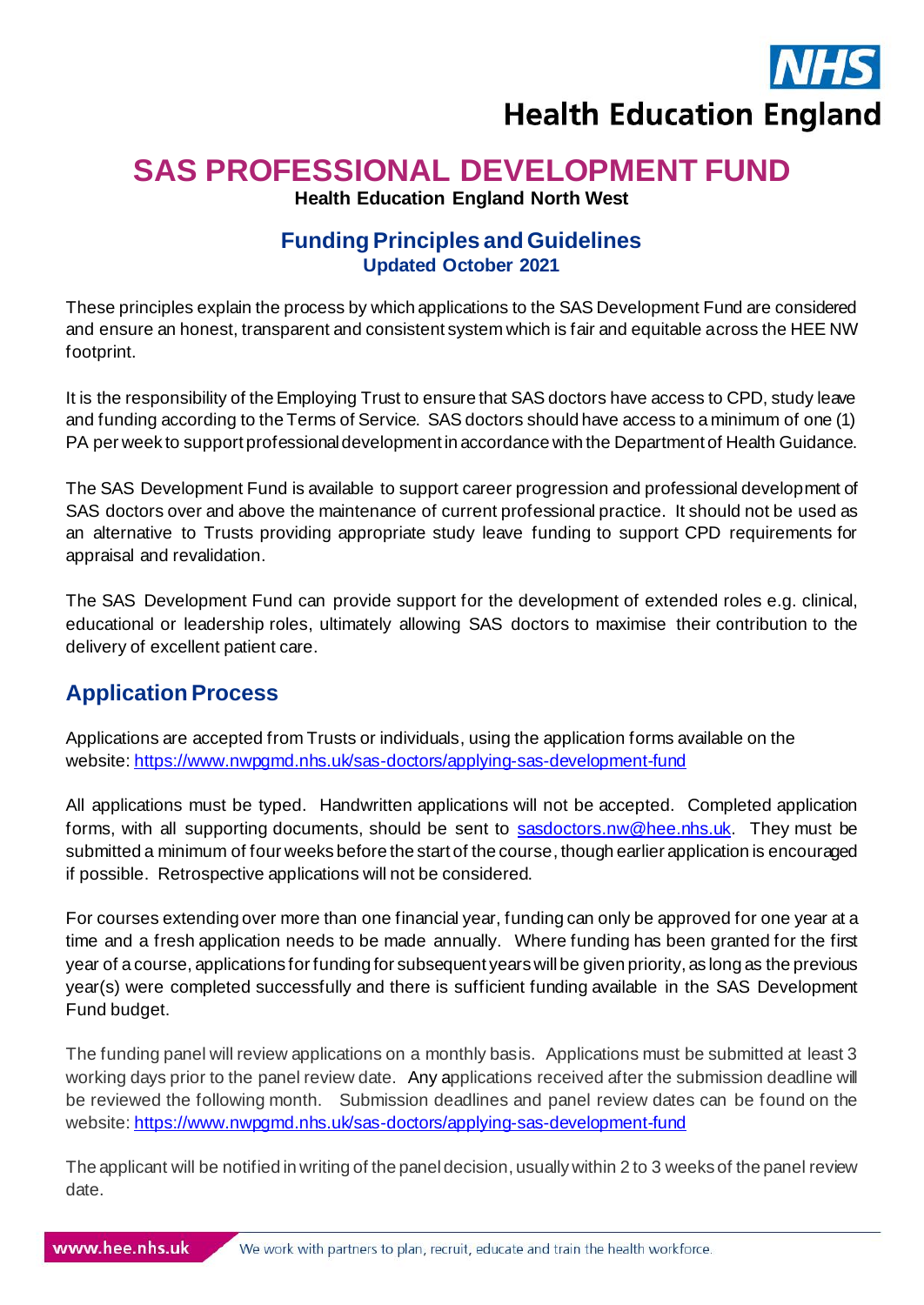# SAS PROFESSIONAL DEVELOPMENT FUND

**Health Education England North West**

## Funding Principles and Guidelines

**Updated October 2021**

These principles explain the process by which applications to the SAS Development Fund are considered and ensure an honest, transparent and consistent system which is fair and equitable across the HEE NW footprint.

It is the responsibility of the Employing Trust to ensure that SAS doctors have access to CPD, study leave and funding according to the Terms of Service. SAS doctors should have access to a minimum of one (1) PA per week to support professional development in accordance with the Department of Health Guidance.

The SAS Development Fund is available to support career progression and professional development of SAS doctors over and above the maintenance of current professional practice. It should not be used as an alternative to Trusts providing appropriate study leave funding to support CPD requirements for appraisal and revalidation.

The SAS Development Fund can provide support for the development of extended roles e.g. clinical, educational or leadership roles, ultimately allowing SAS doctors to maximise their contribution to the delivery of excellent patient care.

## Application Process

Applications are accepted from Trusts or individuals, using the application forms available on the website: https://www.nwpgmd.nhs.uk/sas-doctors/applying-sas-development-fund

All applications must be typed. Handwritten applications will not be accepted. Completed application forms, with all supporting documents, should be sent to sasdoctors.nw@hee.nhs.uk. They must be submitted a minimum of four weeks before the start of the course, though earlier application is encouraged if possible. Retrospective applications will not be considered.

For courses extending over more than one financial year, funding can only be approved for one year at a time and a fresh application needs to be made annually. Where funding has been granted for the first year of a course, applications for funding for subsequent years will be given priority, as long as the previous year(s) were completed successfully and there is sufficient funding available in the SAS Development Fund budget.

The funding panel will review applications on a monthly basis. Applications must be submitted at least 3 working days prior to the panel review date. Any applications received after the submission deadline will be reviewed the following month. Submission deadlines and panel review dates can be found on the website: https://www.nwpgmd.nhs.uk/sas-doctors/applying-sas-development-fund

The applicant will be notified in writing of the panel decision, usually within 2 to 3 weeks of the panel review date.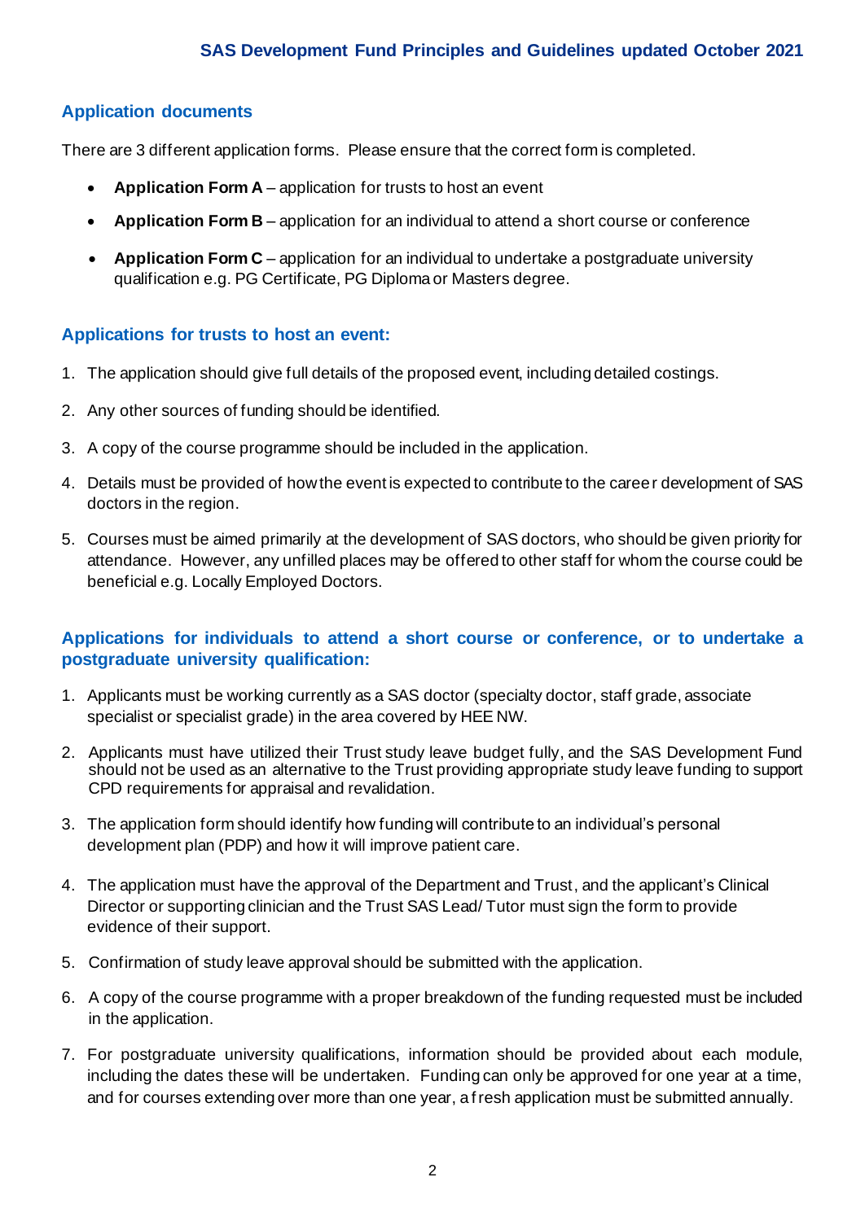## Application documents

There are 3 different application forms. Please ensure that the correct form is completed.

- **Application Form A** – application for trusts to host an event
- **Application Form B** – application for an individual to attend a short course or conference
- **Application Form C** – application for an individual to undertake a postgraduate university qualification e.g. PG Certificate, PG Diploma or Masters degree.

## Applications for trusts to host an event:

1. The application should give full details of the proposed event, including detailed costings.
2. Any other sources of funding should be identified.
3. A copy of the course programme should be included in the application.
4. Details must be provided of how the event is expected to contribute to the career development of SAS doctors in the region.
5. Courses must be aimed primarily at the development of SAS doctors, who should be given priority for attendance. However, any unfilled places may be offered to other staff for whom the course could be beneficial e.g. Locally Employed Doctors.

## Applications for individuals to attend a short course or conference, or to undertake a postgraduate university qualification:

1. Applicants must be working currently as a SAS doctor (specialty doctor, staff grade, associate specialist or specialist grade) in the area covered by HEE NW.
2. Applicants must have utilized their Trust study leave budget fully, and the SAS Development Fund should not be used as an alternative to the Trust providing appropriate study leave funding to support CPD requirements for appraisal and revalidation.
3. The application form should identify how funding will contribute to an individual's personal development plan (PDP) and how it will improve patient care.
4. The application must have the approval of the Department and Trust, and the applicant's Clinical Director or supporting clinician and the Trust SAS Lead/ Tutor must sign the form to provide evidence of their support.
5. Confirmation of study leave approval should be submitted with the application.
6. A copy of the course programme with a proper breakdown of the funding requested must be included in the application.
7. For postgraduate university qualifications, information should be provided about each module, including the dates these will be undertaken. Funding can only be approved for one year at a time, and for courses extending over more than one year, a fresh application must be submitted annually.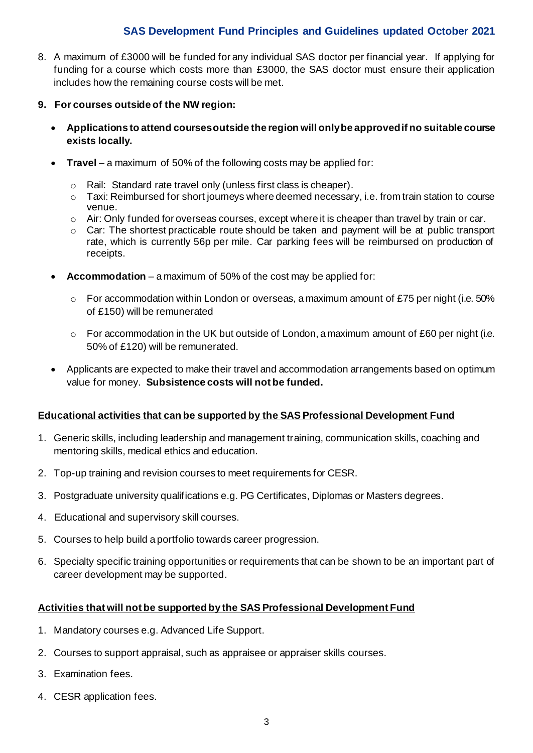8. A maximum of £3000 will be funded for any individual SAS doctor per financial year. If applying for funding for a course which costs more than £3000, the SAS doctor must ensure their application includes how the remaining course costs will be met.

9. **For courses outside of the NW region:**

   - **Applications to attend courses outside the region will only be approved if no suitable course exists locally.**
   - **Travel** – a maximum of 50% of the following costs may be applied for:
     - Rail: Standard rate travel only (unless first class is cheaper).
     - Taxi: Reimbursed for short journeys where deemed necessary, i.e. from train station to course venue.
     - Air: Only funded for overseas courses, except where it is cheaper than travel by train or car.
     - Car: The shortest practicable route should be taken and payment will be at public transport rate, which is currently 56p per mile. Car parking fees will be reimbursed on production of receipts.
   - **Accommodation** – a maximum of 50% of the cost may be applied for:
     - For accommodation within London or overseas, a maximum amount of £75 per night (i.e. 50% of £150) will be remunerated
     - For accommodation in the UK but outside of London, a maximum amount of £60 per night (i.e. 50% of £120) will be remunerated.
   - Applicants are expected to make their travel and accommodation arrangements based on optimum value for money. **Subsistence costs will not be funded.**

**<u>Educational activities that can be supported by the SAS Professional Development Fund</u>**

1. Generic skills, including leadership and management training, communication skills, coaching and mentoring skills, medical ethics and education.
2. Top-up training and revision courses to meet requirements for CESR.
3. Postgraduate university qualifications e.g. PG Certificates, Diplomas or Masters degrees.
4. Educational and supervisory skill courses.
5. Courses to help build a portfolio towards career progression.
6. Specialty specific training opportunities or requirements that can be shown to be an important part of career development may be supported.

**<u>Activities that will not be supported by the SAS Professional Development Fund</u>**

1. Mandatory courses e.g. Advanced Life Support.
2. Courses to support appraisal, such as appraisee or appraiser skills courses.
3. Examination fees.
4. CESR application fees.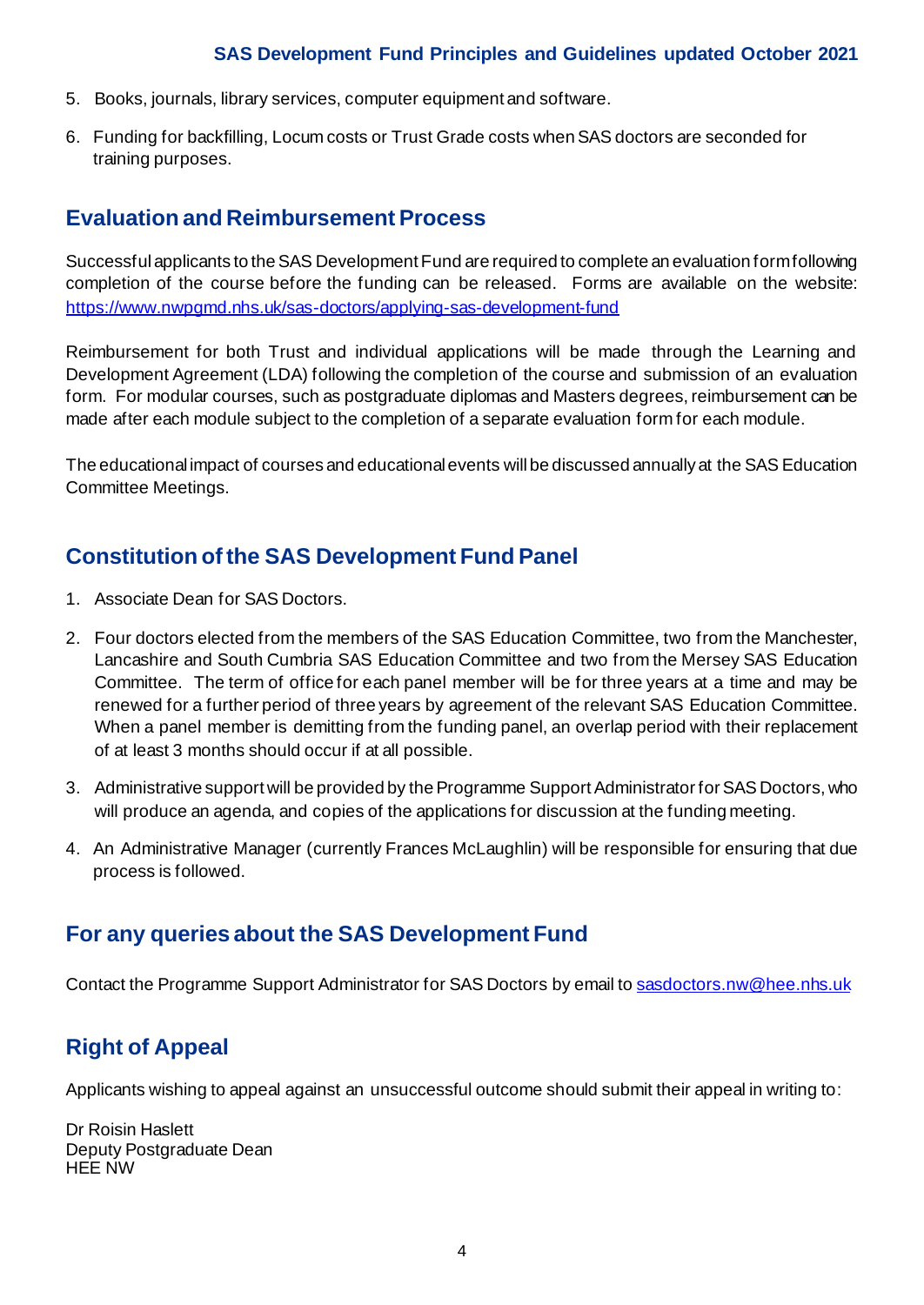5. Books, journals, library services, computer equipment and software.

6. Funding for backfilling, Locum costs or Trust Grade costs when SAS doctors are seconded for training purposes.

## Evaluation and Reimbursement Process

Successful applicants to the SAS Development Fund are required to complete an evaluation form following completion of the course before the funding can be released. Forms are available on the website: https://www.nwpgmd.nhs.uk/sas-doctors/applying-sas-development-fund

Reimbursement for both Trust and individual applications will be made through the Learning and Development Agreement (LDA) following the completion of the course and submission of an evaluation form. For modular courses, such as postgraduate diplomas and Masters degrees, reimbursement can be made after each module subject to the completion of a separate evaluation form for each module.

The educational impact of courses and educational events will be discussed annually at the SAS Education Committee Meetings.

## Constitution of the SAS Development Fund Panel

1. Associate Dean for SAS Doctors.

2. Four doctors elected from the members of the SAS Education Committee, two from the Manchester, Lancashire and South Cumbria SAS Education Committee and two from the Mersey SAS Education Committee. The term of office for each panel member will be for three years at a time and may be renewed for a further period of three years by agreement of the relevant SAS Education Committee. When a panel member is demitting from the funding panel, an overlap period with their replacement of at least 3 months should occur if at all possible.

3. Administrative support will be provided by the Programme Support Administrator for SAS Doctors, who will produce an agenda, and copies of the applications for discussion at the funding meeting.

4. An Administrative Manager (currently Frances McLaughlin) will be responsible for ensuring that due process is followed.

## For any queries about the SAS Development Fund

Contact the Programme Support Administrator for SAS Doctors by email to sasdoctors.nw@hee.nhs.uk

## Right of Appeal

Applicants wishing to appeal against an unsuccessful outcome should submit their appeal in writing to:

Dr Roisin Haslett
Deputy Postgraduate Dean
HEE NW